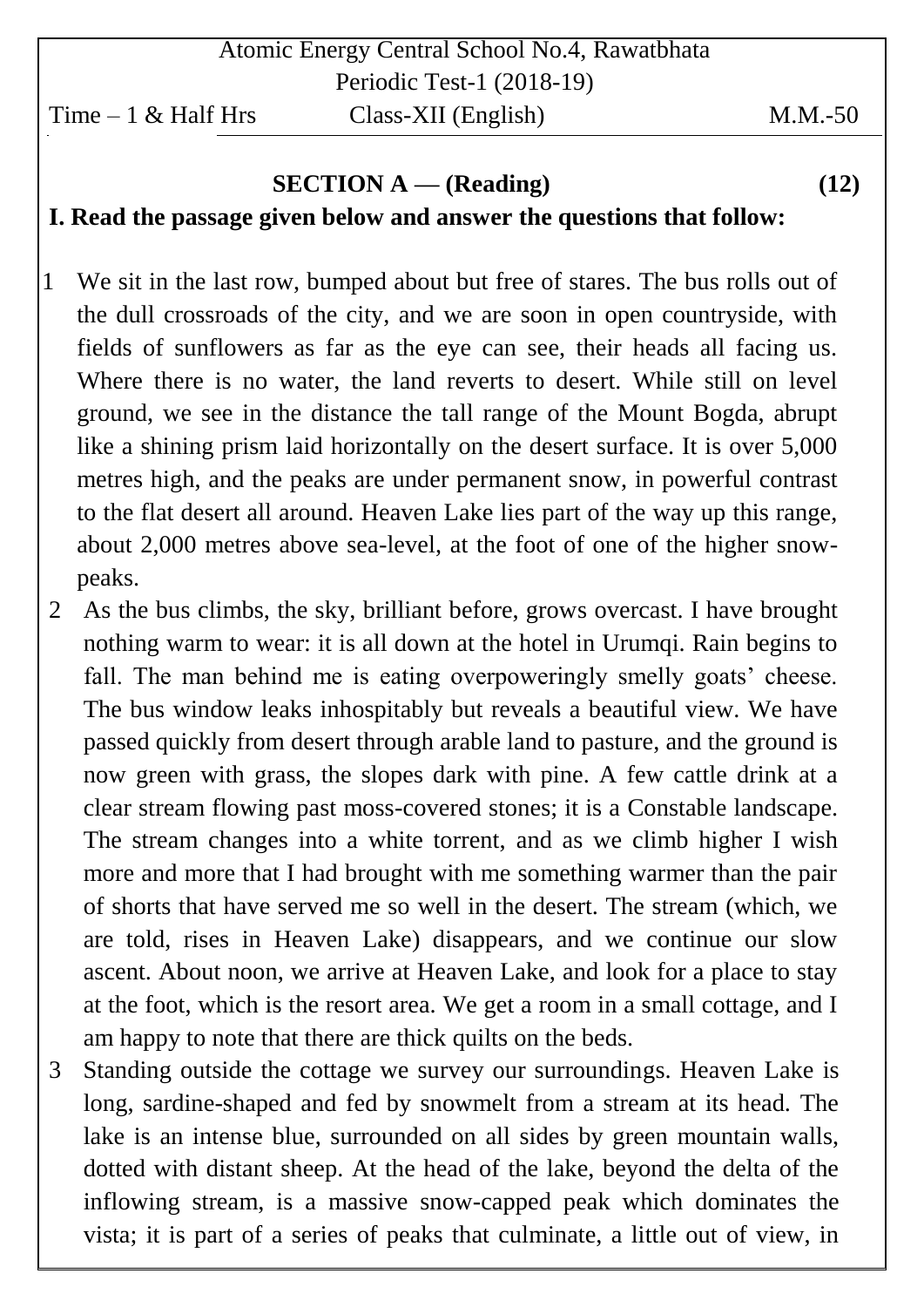Atomic Energy Central School No.4, Rawatbhata

Periodic Test-1 (2018-19)

Time – 1 & Half Hrs Class-XII (English) M.M.-50

## SECTION A — (Reading) (12)

**I. Read the passage given below and answer the questions that follow:**

1 We sit in the last row, bumped about but free of stares. The bus rolls out of the dull crossroads of the city, and we are soon in open countryside, with fields of sunflowers as far as the eye can see, their heads all facing us. Where there is no water, the land reverts to desert. While still on level ground, we see in the distance the tall range of the Mount Bogda, abrupt like a shining prism laid horizontally on the desert surface. It is over 5,000 metres high, and the peaks are under permanent snow, in powerful contrast to the flat desert all around. Heaven Lake lies part of the way up this range, about 2,000 metres above sea-level, at the foot of one of the higher snow-peaks.

2 As the bus climbs, the sky, brilliant before, grows overcast. I have brought nothing warm to wear: it is all down at the hotel in Urumqi. Rain begins to fall. The man behind me is eating overpoweringly smelly goats' cheese. The bus window leaks inhospitably but reveals a beautiful view. We have passed quickly from desert through arable land to pasture, and the ground is now green with grass, the slopes dark with pine. A few cattle drink at a clear stream flowing past moss-covered stones; it is a Constable landscape. The stream changes into a white torrent, and as we climb higher I wish more and more that I had brought with me something warmer than the pair of shorts that have served me so well in the desert. The stream (which, we are told, rises in Heaven Lake) disappears, and we continue our slow ascent. About noon, we arrive at Heaven Lake, and look for a place to stay at the foot, which is the resort area. We get a room in a small cottage, and I am happy to note that there are thick quilts on the beds.

3 Standing outside the cottage we survey our surroundings. Heaven Lake is long, sardine-shaped and fed by snowmelt from a stream at its head. The lake is an intense blue, surrounded on all sides by green mountain walls, dotted with distant sheep. At the head of the lake, beyond the delta of the inflowing stream, is a massive snow-capped peak which dominates the vista; it is part of a series of peaks that culminate, a little out of view, in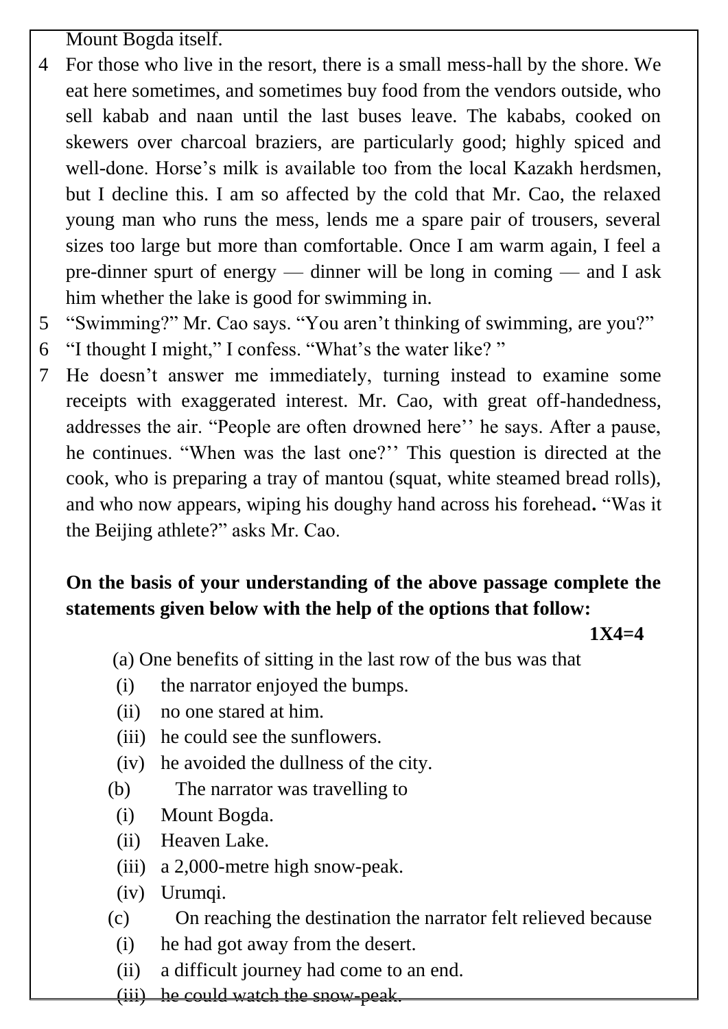Mount Bogda itself.

4 For those who live in the resort, there is a small mess-hall by the shore. We eat here sometimes, and sometimes buy food from the vendors outside, who sell kabab and naan until the last buses leave. The kababs, cooked on skewers over charcoal braziers, are particularly good; highly spiced and well-done. Horse's milk is available too from the local Kazakh herdsmen, but I decline this. I am so affected by the cold that Mr. Cao, the relaxed young man who runs the mess, lends me a spare pair of trousers, several sizes too large but more than comfortable. Once I am warm again, I feel a pre-dinner spurt of energy — dinner will be long in coming — and I ask him whether the lake is good for swimming in.

5 "Swimming?" Mr. Cao says. "You aren't thinking of swimming, are you?"

6 "I thought I might," I confess. "What's the water like? "

7 He doesn't answer me immediately, turning instead to examine some receipts with exaggerated interest. Mr. Cao, with great off-handedness, addresses the air. "People are often drowned here'' he says. After a pause, he continues. "When was the last one?'' This question is directed at the cook, who is preparing a tray of mantou (squat, white steamed bread rolls), and who now appears, wiping his doughy hand across his forehead**.** "Was it the Beijing athlete?" asks Mr. Cao.

**On the basis of your understanding of the above passage complete the statements given below with the help of the options that follow:**

**1X4=4**

(a) One benefits of sitting in the last row of the bus was that

(i) the narrator enjoyed the bumps.

(ii) no one stared at him.

(iii) he could see the sunflowers.

(iv) he avoided the dullness of the city.

(b) The narrator was travelling to

(i) Mount Bogda.

(ii) Heaven Lake.

(iii) a 2,000-metre high snow-peak.

(iv) Urumqi.

(c) On reaching the destination the narrator felt relieved because

(i) he had got away from the desert.

(ii) a difficult journey had come to an end.

(iii) he could watch the snow-peak.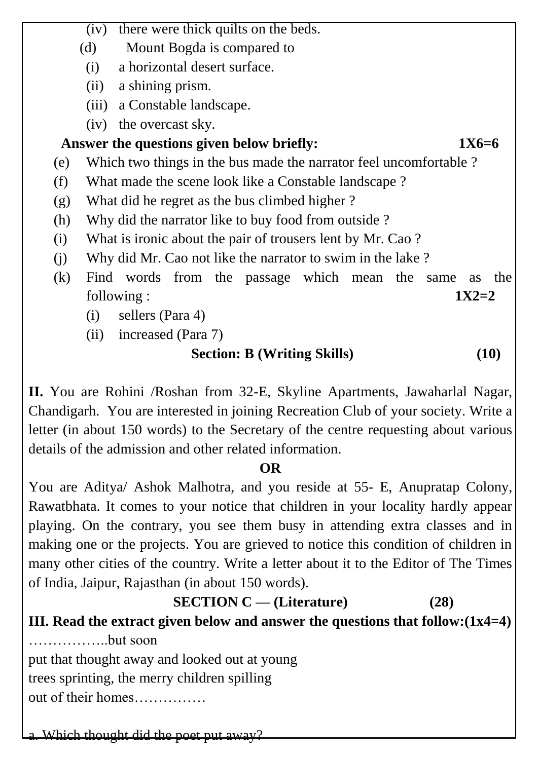(iv) there were thick quilts on the beds.

(d) Mount Bogda is compared to

(i) a horizontal desert surface.

(ii) a shining prism.

(iii) a Constable landscape.

(iv) the overcast sky.

**Answer the questions given below briefly: 1X6=6**

(e) Which two things in the bus made the narrator feel uncomfortable ?

(f) What made the scene look like a Constable landscape ?

(g) What did he regret as the bus climbed higher ?

(h) Why did the narrator like to buy food from outside ?

(i) What is ironic about the pair of trousers lent by Mr. Cao ?

(j) Why did Mr. Cao not like the narrator to swim in the lake ?

(k) Find words from the passage which mean the same as the following : **1X2=2**

(i) sellers (Para 4)

(ii) increased (Para 7)

## Section: B (Writing Skills) (10)

**II.** You are Rohini /Roshan from 32-E, Skyline Apartments, Jawaharlal Nagar, Chandigarh. You are interested in joining Recreation Club of your society. Write a letter (in about 150 words) to the Secretary of the centre requesting about various details of the admission and other related information.

**OR**

You are Aditya/ Ashok Malhotra, and you reside at 55- E, Anupratap Colony, Rawatbhata. It comes to your notice that children in your locality hardly appear playing. On the contrary, you see them busy in attending extra classes and in making one or the projects. You are grieved to notice this condition of children in many other cities of the country. Write a letter about it to the Editor of The Times of India, Jaipur, Rajasthan (in about 150 words).

## SECTION C — (Literature) (28)

**III. Read the extract given below and answer the questions that follow:(1x4=4)**

……………..but soon
put that thought away and looked out at young
trees sprinting, the merry children spilling
out of their homes……………

a. Which thought did the poet put away?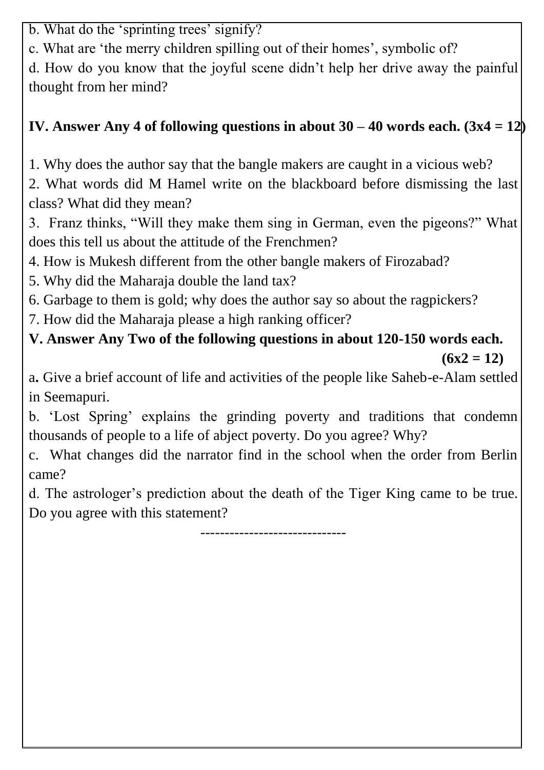b. What do the 'sprinting trees' signify?

c. What are 'the merry children spilling out of their homes', symbolic of?

d. How do you know that the joyful scene didn't help her drive away the painful thought from her mind?

**IV. Answer Any 4 of following questions in about 30 – 40 words each. (3x4 = 12)**

1. Why does the author say that the bangle makers are caught in a vicious web?
2. What words did M Hamel write on the blackboard before dismissing the last class? What did they mean?
3. Franz thinks, "Will they make them sing in German, even the pigeons?" What does this tell us about the attitude of the Frenchmen?
4. How is Mukesh different from the other bangle makers of Firozabad?
5. Why did the Maharaja double the land tax?
6. Garbage to them is gold; why does the author say so about the ragpickers?
7. How did the Maharaja please a high ranking officer?

**V. Answer Any Two of the following questions in about 120-150 words each. (6x2 = 12)**

a**.** Give a brief account of life and activities of the people like Saheb-e-Alam settled in Seemapuri.

b. 'Lost Spring' explains the grinding poverty and traditions that condemn thousands of people to a life of abject poverty. Do you agree? Why?

c. What changes did the narrator find in the school when the order from Berlin came?

d. The astrologer's prediction about the death of the Tiger King came to be true. Do you agree with this statement?

-----------------------------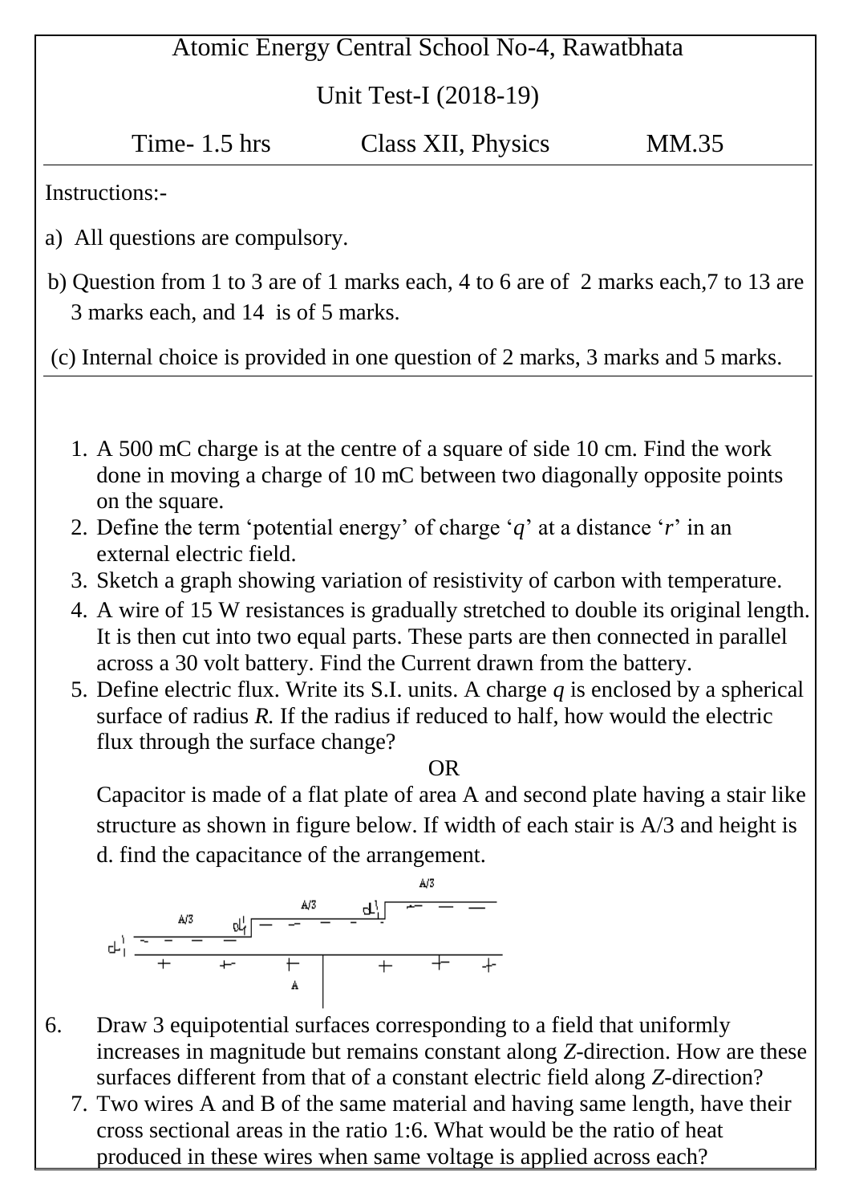Atomic Energy Central School No-4, Rawatbhata

Unit Test-I (2018-19)

Time- 1.5 hrs Class XII, Physics MM.35

Instructions:-

a) All questions are compulsory.

b) Question from 1 to 3 are of 1 marks each, 4 to 6 are of 2 marks each,7 to 13 are 3 marks each, and 14 is of 5 marks.

(c) Internal choice is provided in one question of 2 marks, 3 marks and 5 marks.

1. A 500 mC charge is at the centre of a square of side 10 cm. Find the work done in moving a charge of 10 mC between two diagonally opposite points on the square.
2. Define the term 'potential energy' of charge '*q*' at a distance '*r*' in an external electric field.
3. Sketch a graph showing variation of resistivity of carbon with temperature.
4. A wire of 15 W resistances is gradually stretched to double its original length. It is then cut into two equal parts. These parts are then connected in parallel across a 30 volt battery. Find the Current drawn from the battery.
5. Define electric flux. Write its S.I. units. A charge *q* is enclosed by a spherical surface of radius *R.* If the radius if reduced to half, how would the electric flux through the surface change?

   OR

   Capacitor is made of a flat plate of area A and second plate having a stair like structure as shown in figure below. If width of each stair is A/3 and height is d. find the capacitance of the arrangement.

6. Draw 3 equipotential surfaces corresponding to a field that uniformly increases in magnitude but remains constant along *Z*-direction. How are these surfaces different from that of a constant electric field along *Z*-direction?
7. Two wires A and B of the same material and having same length, have their cross sectional areas in the ratio 1:6. What would be the ratio of heat produced in these wires when same voltage is applied across each?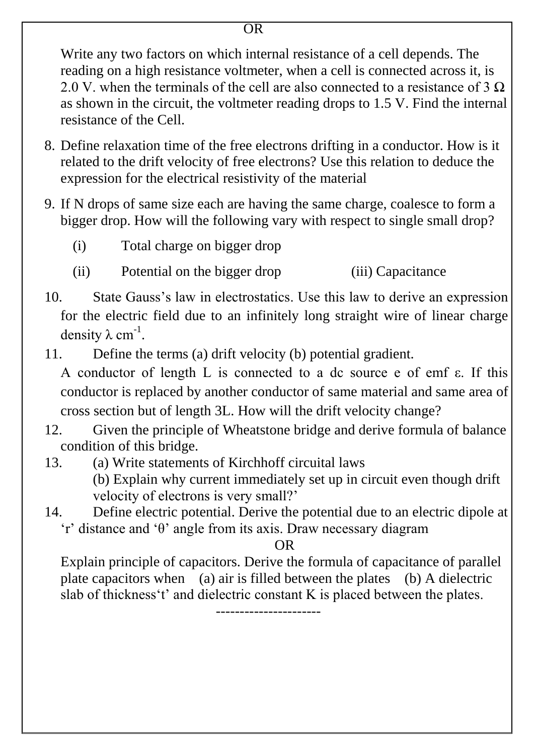OR

Write any two factors on which internal resistance of a cell depends. The reading on a high resistance voltmeter, when a cell is connected across it, is 2.0 V. when the terminals of the cell are also connected to a resistance of 3 Ω as shown in the circuit, the voltmeter reading drops to 1.5 V. Find the internal resistance of the Cell.

8. Define relaxation time of the free electrons drifting in a conductor. How is it related to the drift velocity of free electrons? Use this relation to deduce the expression for the electrical resistivity of the material

9. If N drops of same size each are having the same charge, coalesce to form a bigger drop. How will the following vary with respect to single small drop?

   (i) Total charge on bigger drop

   (ii) Potential on the bigger drop (iii) Capacitance

10. State Gauss's law in electrostatics. Use this law to derive an expression for the electric field due to an infinitely long straight wire of linear charge density $\lambda$ $cm^{-1}$.

11. Define the terms (a) drift velocity (b) potential gradient.

    A conductor of length L is connected to a dc source e of emf $\varepsilon$. If this conductor is replaced by another conductor of same material and same area of cross section but of length 3L. How will the drift velocity change?

12. Given the principle of Wheatstone bridge and derive formula of balance condition of this bridge.

13. (a) Write statements of Kirchhoff circuital laws

    (b) Explain why current immediately set up in circuit even though drift velocity of electrons is very small?'

14. Define electric potential. Derive the potential due to an electric dipole at 'r' distance and 'θ' angle from its axis. Draw necessary diagram

OR

Explain principle of capacitors. Derive the formula of capacitance of parallel plate capacitors when (a) air is filled between the plates (b) A dielectric slab of thickness't' and dielectric constant K is placed between the plates.

---------------------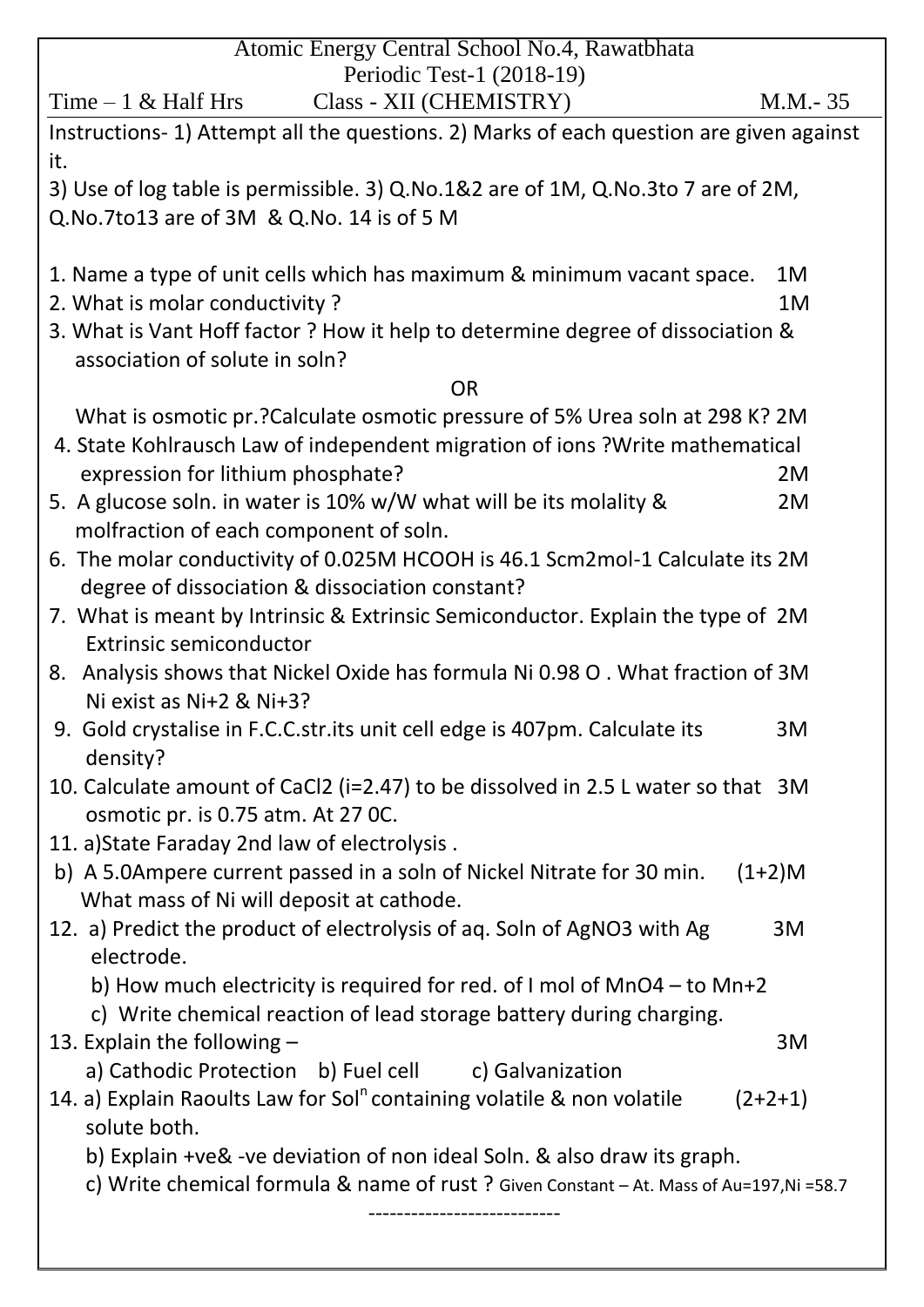# Atomic Energy Central School No.4, Rawatbhata

## Periodic Test-1 (2018-19)

Time – 1 & Half Hrs    Class - XII (CHEMISTRY)    M.M.- 35

Instructions- 1) Attempt all the questions. 2) Marks of each question are given against it.
3) Use of log table is permissible. 3) Q.No.1&2 are of 1M, Q.No.3to 7 are of 2M, Q.No.7to13 are of 3M & Q.No. 14 is of 5 M

1. Name a type of unit cells which has maximum & minimum vacant space. 1M
2. What is molar conductivity ? 1M
3. What is Vant Hoff factor ? How it help to determine degree of dissociation & association of solute in soln?

   OR

   What is osmotic pr.?Calculate osmotic pressure of 5% Urea soln at 298 K? 2M
4. State Kohlrausch Law of independent migration of ions ?Write mathematical expression for lithium phosphate? 2M
5. A glucose soln. in water is 10% w/W what will be its molality & molfraction of each component of soln. 2M
6. The molar conductivity of 0.025M HCOOH is 46.1 $S cm^2 mol^{-1}$ Calculate its degree of dissociation & dissociation constant? 2M
7. What is meant by Intrinsic & Extrinsic Semiconductor. Explain the type of Extrinsic semiconductor 2M
8. Analysis shows that Nickel Oxide has formula $Ni_{0.98}O$ . What fraction of Ni exist as $Ni^{+2}$ & $Ni^{+3}$? 3M
9. Gold crystalise in F.C.C.str.its unit cell edge is 407pm. Calculate its density? 3M
10. Calculate amount of $CaCl_2$ (i=2.47) to be dissolved in 2.5 L water so that osmotic pr. is 0.75 atm. At 27 $^0C$. 3M
11. a)State Faraday 2nd law of electrolysis .
    b) A 5.0Ampere current passed in a soln of Nickel Nitrate for 30 min. What mass of Ni will deposit at cathode. (1+2)M
12. a) Predict the product of electrolysis of aq. Soln of $AgNO_3$ with Ag electrode. 3M
    b) How much electricity is required for red. of I mol of $MnO_4^-$ to $Mn^{+2}$
    c) Write chemical reaction of lead storage battery during charging.
13. Explain the following – 3M
    a) Cathodic Protection b) Fuel cell c) Galvanization
14. a) Explain Raoults Law for Sol$^n$ containing volatile & non volatile solute both. (2+2+1)
    b) Explain +ve& -ve deviation of non ideal Soln. & also draw its graph.
    c) Write chemical formula & name of rust ? Given Constant – At. Mass of Au=197,Ni =58.7

---------------------------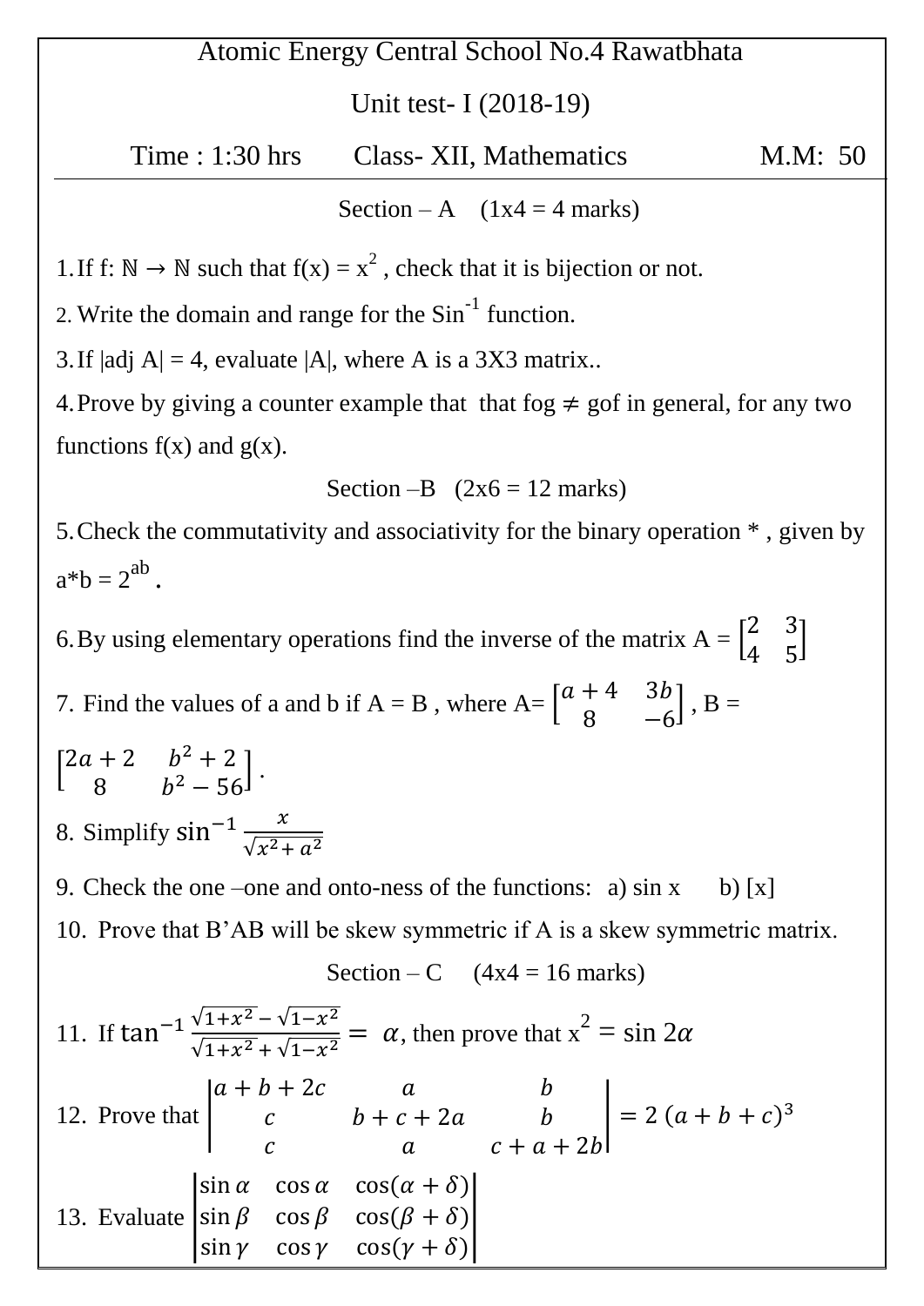# Atomic Energy Central School No.4 Rawatbhata

## Unit test- I (2018-19)

Time : 1:30 hrs    Class- XII, Mathematics    M.M: 50

### Section – A (1x4 = 4 marks)

1. If f: $\mathbb{N} \rightarrow \mathbb{N}$ such that f(x) = $x^2$ , check that it is bijection or not.
2. Write the domain and range for the $\text{Sin}^{-1}$ function.
3. If |adj A| = 4, evaluate |A|, where A is a 3X3 matrix..
4. Prove by giving a counter example that that fog $\neq$ gof in general, for any two functions f(x) and g(x).

### Section –B (2x6 = 12 marks)

5. Check the commutativity and associativity for the binary operation * , given by a*b = $2^{ab}$ .
6. By using elementary operations find the inverse of the matrix A = $\begin{bmatrix} 2 & 3 \\ 4 & 5 \end{bmatrix}$
7. Find the values of a and b if A = B , where A= $\begin{bmatrix} a+4 & 3b \\ 8 & -6 \end{bmatrix}$ , B = $\begin{bmatrix} 2a+2 & b^2+2 \\ 8 & b^2-56 \end{bmatrix}$ .
8. Simplify $\sin^{-1}\frac{x}{\sqrt{x^2+a^2}}$
9. Check the one –one and onto-ness of the functions: a) sin x  b) [x]
10. Prove that B'AB will be skew symmetric if A is a skew symmetric matrix.

### Section – C (4x4 = 16 marks)

11. If $\tan^{-1}\frac{\sqrt{1+x^2}-\sqrt{1-x^2}}{\sqrt{1+x^2}+\sqrt{1-x^2}} = \alpha$, then prove that $x^2 = \sin 2\alpha$
12. Prove that $\begin{vmatrix} a+b+2c & a & b \\ c & b+c+2a & b \\ c & a & c+a+2b \end{vmatrix} = 2\,(a+b+c)^3$
13. Evaluate $\begin{vmatrix} \sin\alpha & \cos\alpha & \cos(\alpha+\delta) \\ \sin\beta & \cos\beta & \cos(\beta+\delta) \\ \sin\gamma & \cos\gamma & \cos(\gamma+\delta) \end{vmatrix}$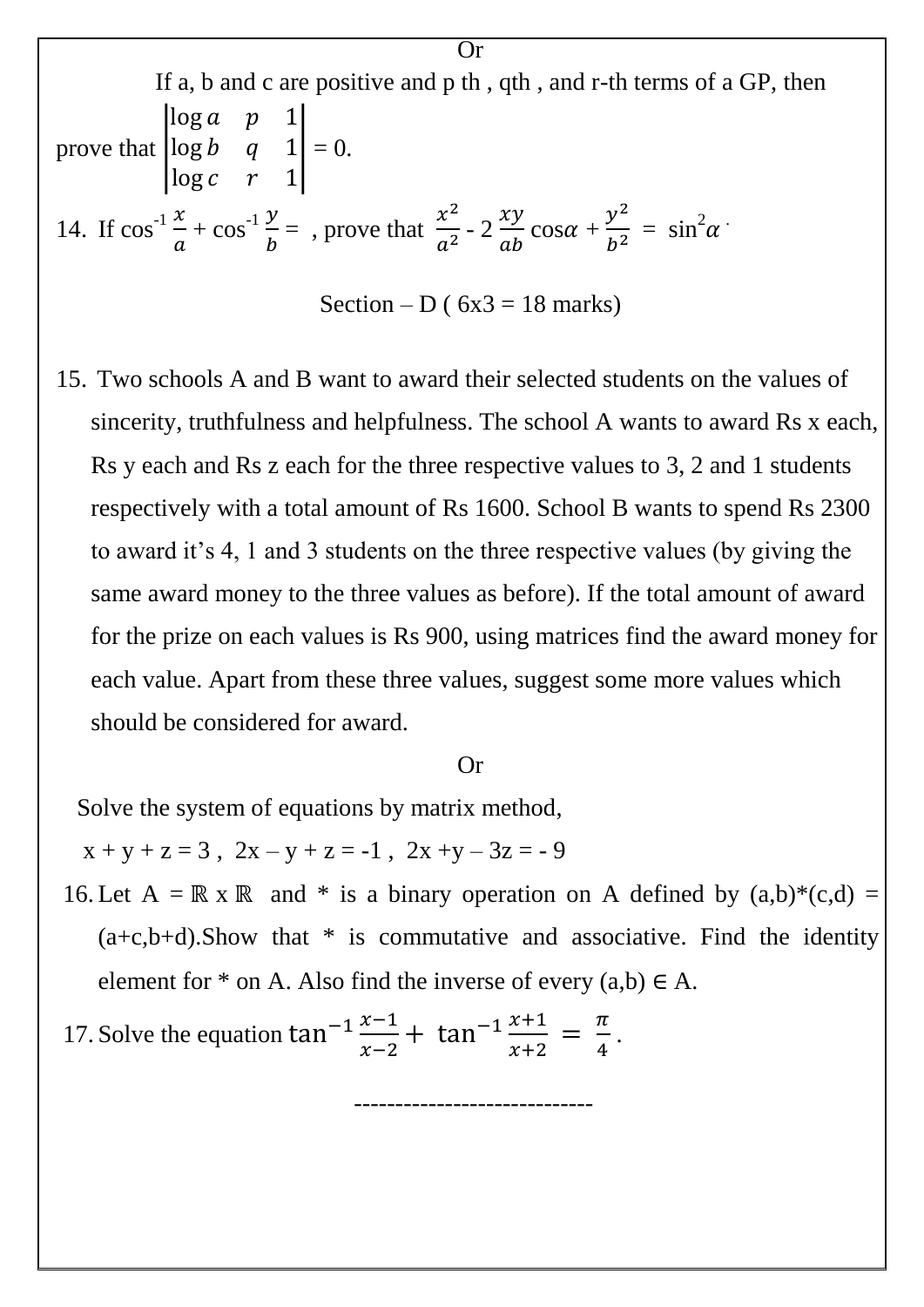Or

If a, b and c are positive and p th , qth , and r-th terms of a GP, then prove that $\begin{vmatrix} \log a & p & 1 \\ \log b & q & 1 \\ \log c & r & 1 \end{vmatrix} = 0$.

14. If $\cos^{-1}\frac{x}{a} + \cos^{-1}\frac{y}{b} =$ , prove that $\frac{x^2}{a^2} - 2\frac{xy}{ab}\cos\alpha + \frac{y^2}{b^2} = \sin^2\alpha$ .

Section – D ( 6x3 = 18 marks)

15. Two schools A and B want to award their selected students on the values of sincerity, truthfulness and helpfulness. The school A wants to award Rs x each, Rs y each and Rs z each for the three respective values to 3, 2 and 1 students respectively with a total amount of Rs 1600. School B wants to spend Rs 2300 to award it's 4, 1 and 3 students on the three respective values (by giving the same award money to the three values as before). If the total amount of award for the prize on each values is Rs 900, using matrices find the award money for each value. Apart from these three values, suggest some more values which should be considered for award.

Or

Solve the system of equations by matrix method,

$x + y + z = 3$ , $2x - y + z = -1$ , $2x + y - 3z = -9$

16. Let $A = \mathbb{R} \times \mathbb{R}$ and * is a binary operation on A defined by $(a,b)*(c,d) = (a+c,b+d)$.Show that * is commutative and associative. Find the identity element for * on A. Also find the inverse of every $(a,b) \in A$.

17. Solve the equation $\tan^{-1}\frac{x-1}{x-2} + \tan^{-1}\frac{x+1}{x+2} = \frac{\pi}{4}$.

-----------------------------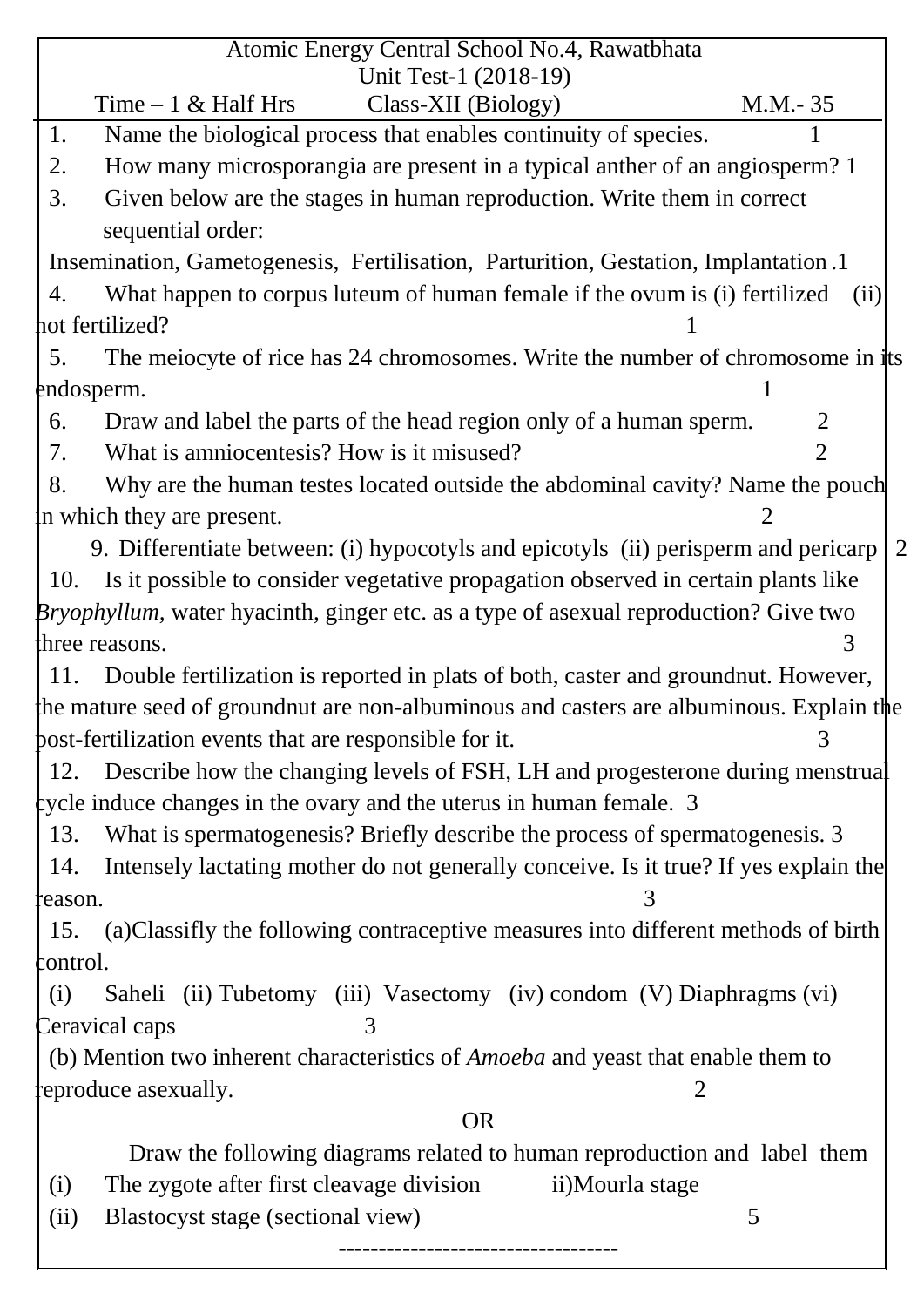Atomic Energy Central School No.4, Rawatbhata

Unit Test-1 (2018-19)

Time – 1 & Half Hrs Class-XII (Biology) M.M.- 35

1. Name the biological process that enables continuity of species. 1
2. How many microsporangia are present in a typical anther of an angiosperm? 1
3. Given below are the stages in human reproduction. Write them in correct sequential order:
   Insemination, Gametogenesis, Fertilisation, Parturition, Gestation, Implantation .1
4. What happen to corpus luteum of human female if the ovum is (i) fertilized (ii) not fertilized? 1
5. The meiocyte of rice has 24 chromosomes. Write the number of chromosome in its endosperm. 1
6. Draw and label the parts of the head region only of a human sperm. 2
7. What is amniocentesis? How is it misused? 2
8. Why are the human testes located outside the abdominal cavity? Name the pouch in which they are present. 2
9. Differentiate between: (i) hypocotyls and epicotyls (ii) perisperm and pericarp 2
10. Is it possible to consider vegetative propagation observed in certain plants like *Bryophyllum*, water hyacinth, ginger etc. as a type of asexual reproduction? Give two three reasons. 3
11. Double fertilization is reported in plats of both, caster and groundnut. However, the mature seed of groundnut are non-albuminous and casters are albuminous. Explain the post-fertilization events that are responsible for it. 3
12. Describe how the changing levels of FSH, LH and progesterone during menstrual cycle induce changes in the ovary and the uterus in human female. 3
13. What is spermatogenesis? Briefly describe the process of spermatogenesis. 3
14. Intensely lactating mother do not generally conceive. Is it true? If yes explain the reason. 3
15. (a)Classifly the following contraceptive measures into different methods of birth control.
   (i) Saheli (ii) Tubetomy (iii) Vasectomy (iv) condom (V) Diaphragms (vi) Ceravical caps 3
   (b) Mention two inherent characteristics of *Amoeba* and yeast that enable them to reproduce asexually. 2

OR

Draw the following diagrams related to human reproduction and label them

(i) The zygote after first cleavage division ii)Mourla stage

(ii) Blastocyst stage (sectional view) 5

-----------------------------------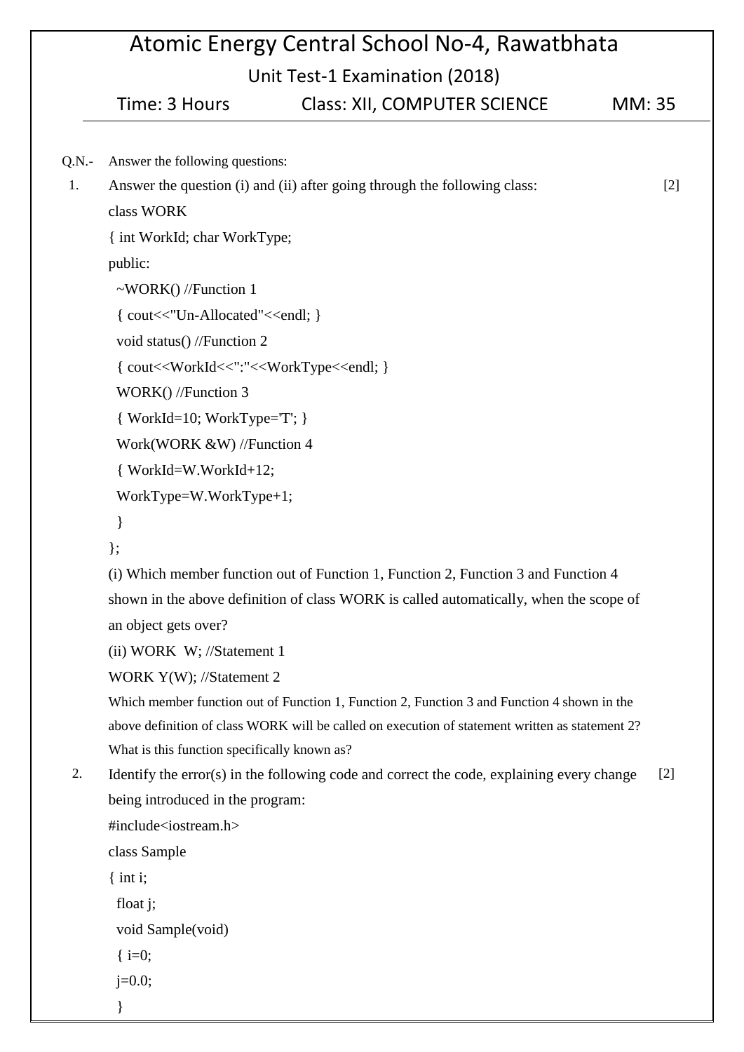# Atomic Energy Central School No-4, Rawatbhata

## Unit Test-1 Examination (2018)

Time: 3 Hours        Class: XII, COMPUTER SCIENCE        MM: 35

Q.N.- Answer the following questions:

1. Answer the question (i) and (ii) after going through the following class: [2]

```
class WORK
{ int WorkId; char WorkType;
public:
  ~WORK() //Function 1
  { cout<<"Un-Allocated"<<endl; }
  void status() //Function 2
  { cout<<WorkId<<":"<<WorkType<<endl; }
  WORK() //Function 3
  { WorkId=10; WorkType='T'; }
  Work(WORK &W) //Function 4
  { WorkId=W.WorkId+12;
  WorkType=W.WorkType+1;
  }
};
```

(i) Which member function out of Function 1, Function 2, Function 3 and Function 4 shown in the above definition of class WORK is called automatically, when the scope of an object gets over?

(ii) WORK  W; //Statement 1

WORK Y(W); //Statement 2

Which member function out of Function 1, Function 2, Function 3 and Function 4 shown in the above definition of class WORK will be called on execution of statement written as statement 2? What is this function specifically known as?

2. Identify the error(s) in the following code and correct the code, explaining every change being introduced in the program: [2]

```
#include<iostream.h>
class Sample
{ int i;
  float j;
  void Sample(void)
  { i=0;
  j=0.0;
  }
```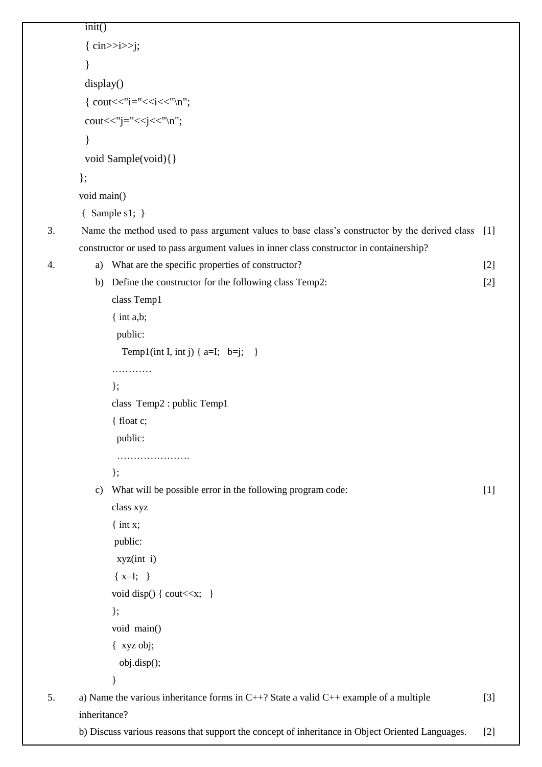```
 init()
 { cin>>i>>j;
 }
 display()
 { cout<<"i="<<i<<"\n";
 cout<<"j="<<j<<"\n";
 }
 void Sample(void){}
};
void main()
 {  Sample s1;  }
```

3. Name the method used to pass argument values to base class's constructor by the derived class constructor or used to pass argument values in inner class constructor in containership? [1]

4. a) What are the specific properties of constructor? [2]

   b) Define the constructor for the following class Temp2: [2]

```
class Temp1
{ int a,b;
  public:
    Temp1(int I, int j) { a=I;   b=j;    }
…………
};
class  Temp2 : public Temp1
{ float c;
  public:
  ………………….
};
```

   c) What will be possible error in the following program code: [1]

```
class xyz
{ int x;
 public:
  xyz(int  i)
 { x=I;   }
void disp() { cout<<x;   }
};
void  main()
{  xyz obj;
   obj.disp();
}
```

5. a) Name the various inheritance forms in C++? State a valid C++ example of a multiple inheritance? [3]

   b) Discuss various reasons that support the concept of inheritance in Object Oriented Languages. [2]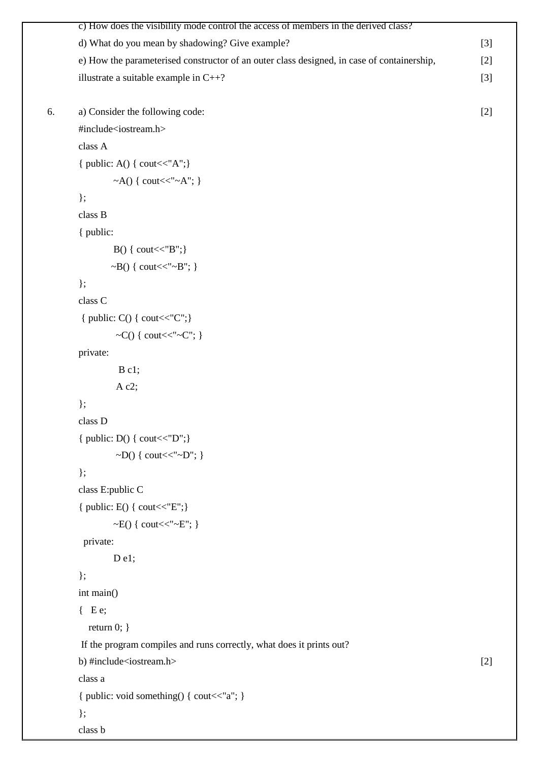c) How does the visibility mode control the access of members in the derived class?

d) What do you mean by shadowing? Give example? [3]

e) How the parameterised constructor of an outer class designed, in case of containership, [2]
illustrate a suitable example in C++? [3]

6. a) Consider the following code: [2]

```
#include<iostream.h>
class A
{ public: A() { cout<<"A";}
          ~A() { cout<<"~A"; }
};
class B
{ public:
          B() { cout<<"B";}
         ~B() { cout<<"~B"; }
};
class C
 { public: C() { cout<<"C";}
           ~C() { cout<<"~C"; }
private:
            B c1;
           A c2;
};
class D
{ public: D() { cout<<"D";}
           ~D() { cout<<"~D"; }
};
class E:public C
{ public: E() { cout<<"E";}
          ~E() { cout<<"~E"; }
  private:
          D e1;
};
int main()
{   E e;
   return 0; }
```

If the program compiles and runs correctly, what does it prints out?

b) [2]

```
#include<iostream.h>
class a
{ public: void something() { cout<<"a"; }
};
class b
```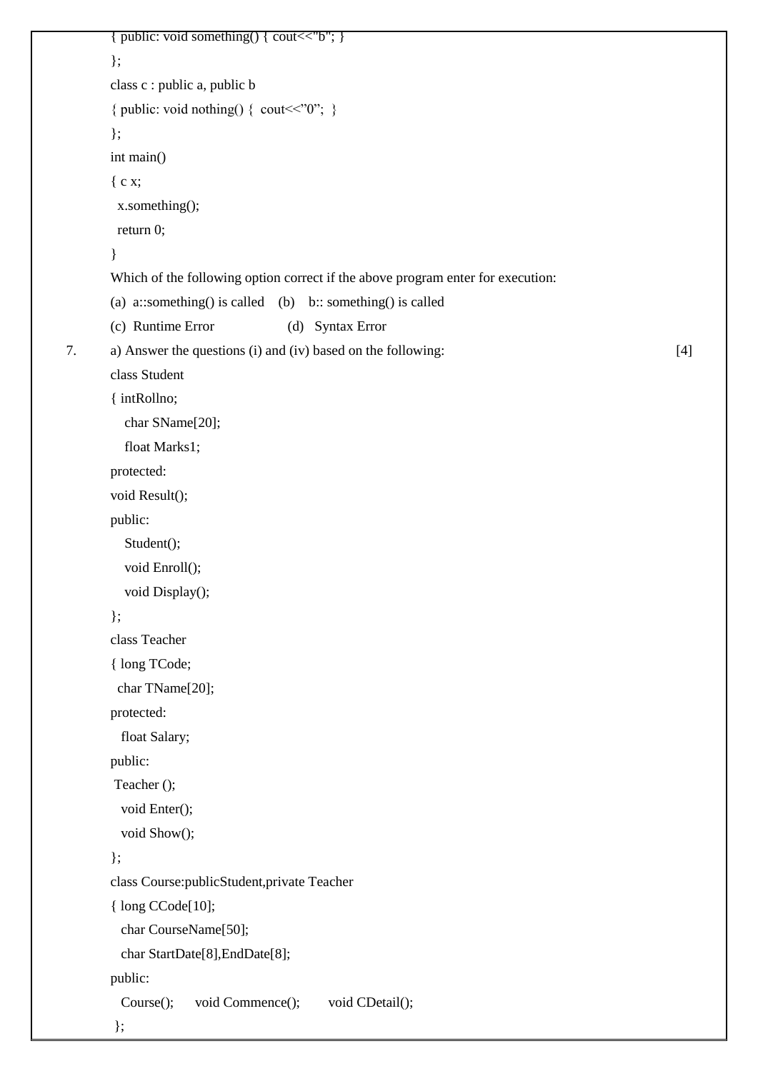```
{ public: void something() { cout<<"b"; }
};
class c : public a, public b
{ public: void nothing() {  cout<<"0";  }
};
int main()
{ c x;
  x.something();
  return 0;
}
```

Which of the following option correct if the above program enter for execution:

(a) a::something() is called    (b)  b:: something() is called

(c) Runtime Error    (d) Syntax Error

7. a) Answer the questions (i) and (iv) based on the following: [4]

```
class Student
{ intRollno;
   char SName[20];
   float Marks1;
protected:
void Result();
public:
   Student();
   void Enroll();
   void Display();
};
class Teacher
{ long TCode;
  char TName[20];
protected:
  float Salary;
public:
 Teacher ();
  void Enter();
  void Show();
};
class Course:publicStudent,private Teacher
{ long CCode[10];
  char CourseName[50];
  char StartDate[8],EndDate[8];
public:
  Course();     void Commence();      void CDetail();
 };
```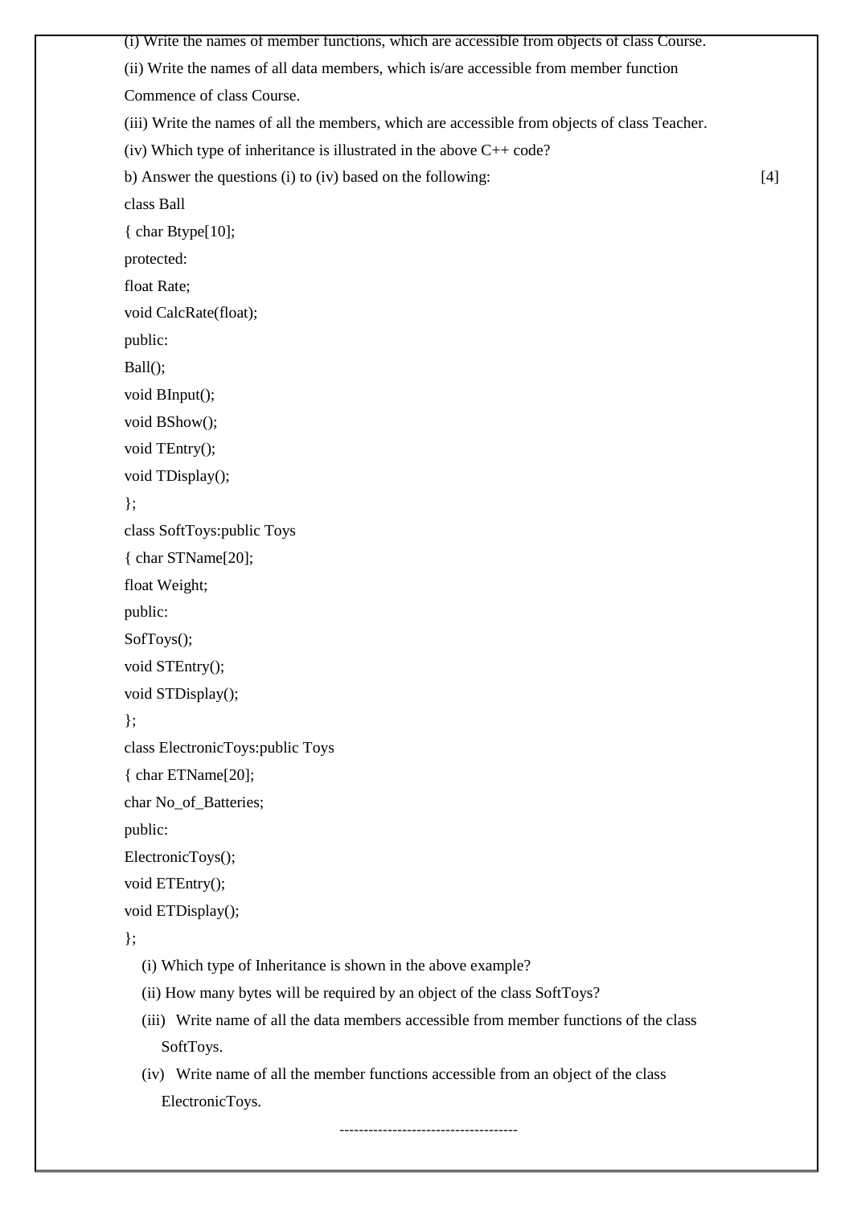(i) Write the names of member functions, which are accessible from objects of class Course.

(ii) Write the names of all data members, which is/are accessible from member function Commence of class Course.

(iii) Write the names of all the members, which are accessible from objects of class Teacher.

(iv) Which type of inheritance is illustrated in the above C++ code?

b) Answer the questions (i) to (iv) based on the following: [4]

```
class Ball
{ char Btype[10];
protected:
float Rate;
void CalcRate(float);
public:
Ball();
void BInput();
void BShow();
void TEntry();
void TDisplay();
};
class SoftToys:public Toys
{ char STName[20];
float Weight;
public:
SofToys();
void STEntry();
void STDisplay();
};
class ElectronicToys:public Toys
{ char ETName[20];
char No_of_Batteries;
public:
ElectronicToys();
void ETEntry();
void ETDisplay();
};
```

(i) Which type of Inheritance is shown in the above example?

(ii) How many bytes will be required by an object of the class SoftToys?

(iii) Write name of all the data members accessible from member functions of the class SoftToys.

(iv) Write name of all the member functions accessible from an object of the class ElectronicToys.

------------------------------------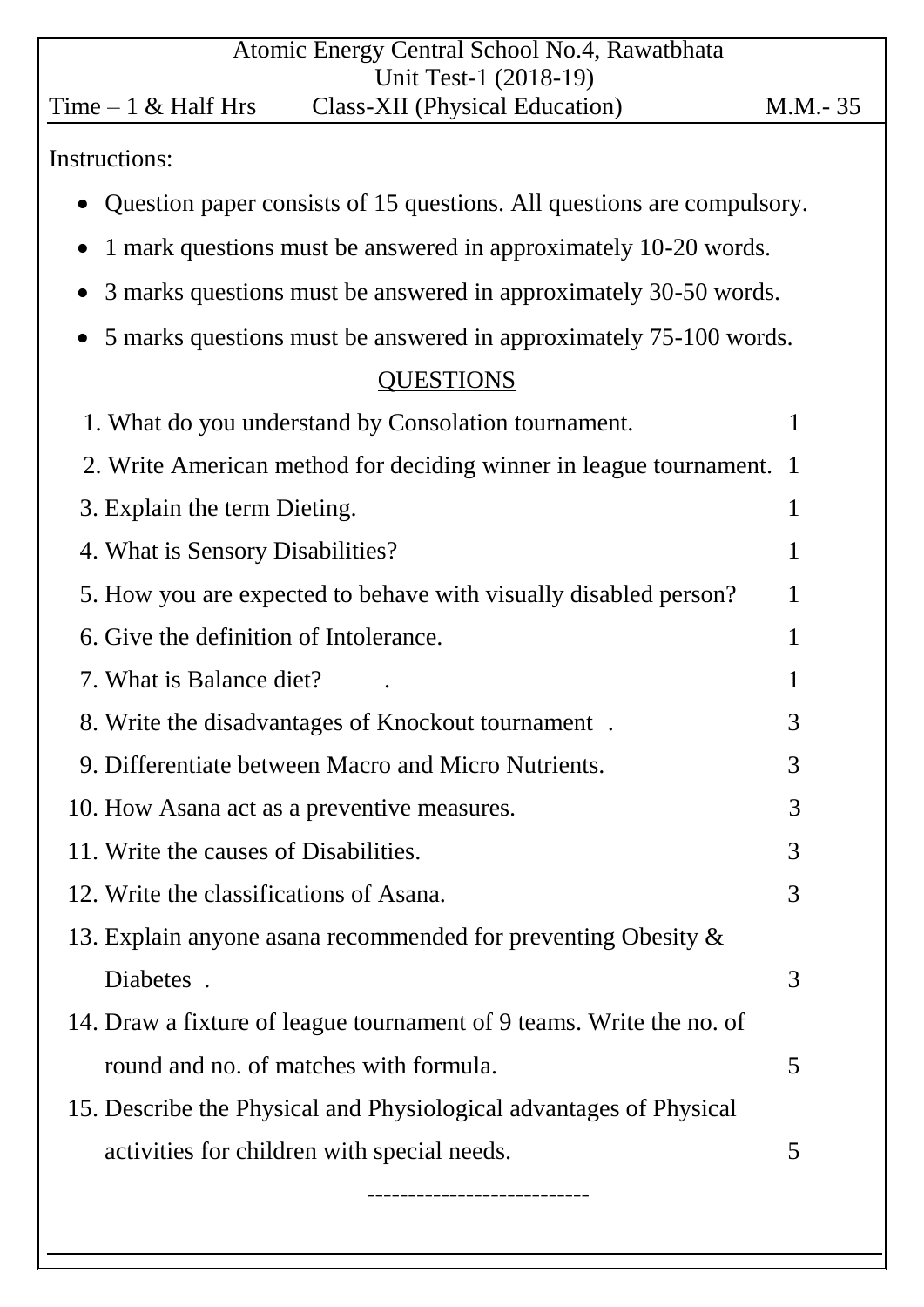Atomic Energy Central School No.4, Rawatbhata

Unit Test-1 (2018-19)

Time – 1 & Half Hrs Class-XII (Physical Education) M.M.- 35

Instructions:

- Question paper consists of 15 questions. All questions are compulsory.
- 1 mark questions must be answered in approximately 10-20 words.
- 3 marks questions must be answered in approximately 30-50 words.
- 5 marks questions must be answered in approximately 75-100 words.

## QUESTIONS

1. What do you understand by Consolation tournament. 1
2. Write American method for deciding winner in league tournament. 1
3. Explain the term Dieting. 1
4. What is Sensory Disabilities? 1
5. How you are expected to behave with visually disabled person? 1
6. Give the definition of Intolerance. 1
7. What is Balance diet? . 1
8. Write the disadvantages of Knockout tournament . 3
9. Differentiate between Macro and Micro Nutrients. 3
10. How Asana act as a preventive measures. 3
11. Write the causes of Disabilities. 3
12. Write the classifications of Asana. 3
13. Explain anyone asana recommended for preventing Obesity & Diabetes . 3
14. Draw a fixture of league tournament of 9 teams. Write the no. of round and no. of matches with formula. 5
15. Describe the Physical and Physiological advantages of Physical activities for children with special needs. 5

--------------------------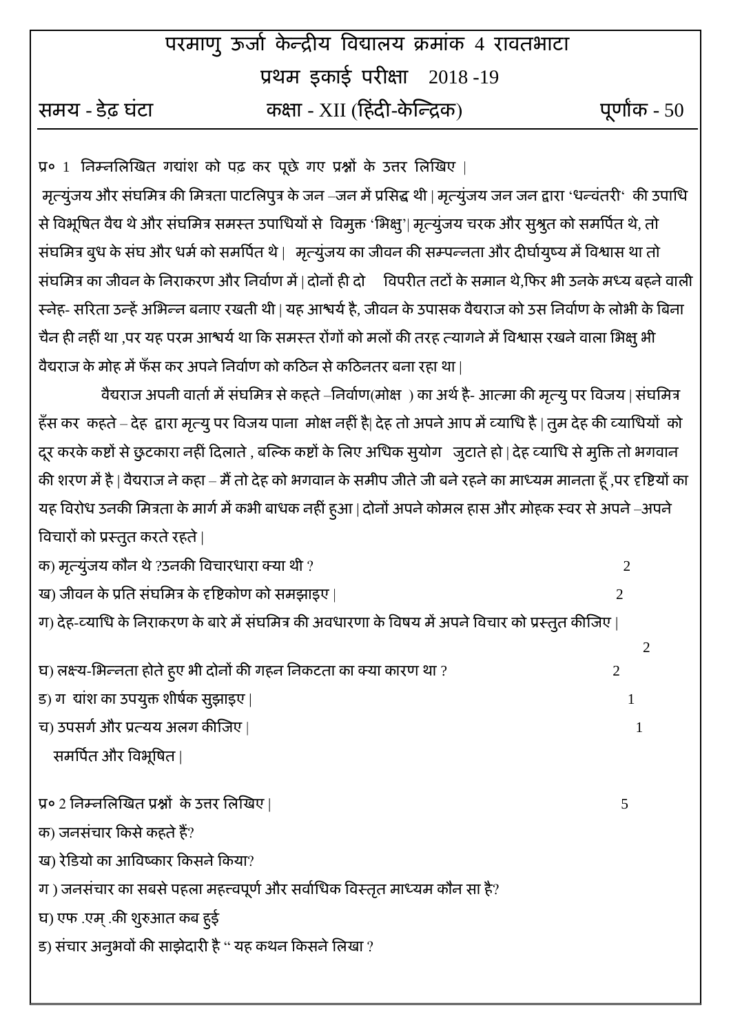# परमाणु ऊर्जा केन्द्रीय विद्यालय क्रमांक 4 रावतभाटा

## प्रथम इकाई परीक्षा 2018 -19

**समय - डेढ़ घंटा** | **कक्षा - XII (हिंदी-केन्द्रिक)** | **पूर्णांक - 50**

प्र० 1 निम्नलिखित गद्यांश को पढ़ कर पूछे गए प्रश्नों के उत्तर लिखिए |

मृत्युंजय और संघमित्र की मित्रता पाटलिपुत्र के जन –जन में प्रसिद्ध थी | मृत्युंजय जन जन द्वारा 'धन्वंतरी' की उपाधि से विभूषित वैद्य थे और संघमित्र समस्त उपाधियों से विमुक्त 'भिक्षु'| मृत्युंजय चरक और सुश्रुत को समर्पित थे, तो संघमित्र बुध के संघ और धर्म को समर्पित थे | मृत्युंजय का जीवन की सम्पन्नता और दीर्घायुष्य में विश्वास था तो संघमित्र का जीवन के निराकरण और निर्वाण में | दोनों ही दो विपरीत तटों के समान थे,फिर भी उनके मध्य बहने वाली स्नेह- सरिता उन्हें अभिन्न बनाए रखती थी | यह आश्चर्य है, जीवन के उपासक वैद्यराज को उस निर्वाण के लोभी के बिना चैन ही नहीं था ,पर यह परम आश्चर्य था कि समस्त रोंगों को मलों की तरह त्यागने में विश्वास रखने वाला भिक्षु भी वैद्यराज के मोह में फँस कर अपने निर्वाण को कठिन से कठिनतर बना रहा था |

वैद्यराज अपनी वार्ता में संघमित्र से कहते –निर्वाण(मोक्ष ) का अर्थ है- आत्मा की मृत्यु पर विजय | संघमित्र हँस कर कहते – देह द्वारा मृत्यु पर विजय पाना मोक्ष नहीं है| देह तो अपने आप में व्याधि है | तुम देह की व्याधियों को दूर करके कष्टों से छुटकारा नहीं दिलाते , बल्कि कष्टों के लिए अधिक सुयोग जुटाते हो | देह व्याधि से मुक्ति तो भगवान की शरण में है | वैद्यराज ने कहा – मैं तो देह को भगवान के समीप जीते जी बने रहने का माध्यम मानता हूँ ,पर दृष्टियों का यह विरोध उनकी मित्रता के मार्ग में कभी बाधक नहीं हुआ | दोनों अपने कोमल हास और मोहक स्वर से अपने –अपने विचारों को प्रस्तुत करते रहते |

क) मृत्युंजय कौन थे ?उनकी विचारधारा क्या थी ? 2

ख) जीवन के प्रति संघमित्र के दृष्टिकोण को समझाइए | 2

ग) देह-व्याधि के निराकरण के बारे में संघमित्र की अवधारणा के विषय में अपने विचार को प्रस्तुत कीजिए | 2

घ) लक्ष्य-भिन्नता होते हुए भी दोनों की गहन निकटता का क्या कारण था ? 2

ङ) ग द्यांश का उपयुक्त शीर्षक सुझाइए | 1

च) उपसर्ग और प्रत्यय अलग कीजिए | 1

समर्पित और विभूषित |

प्र० 2 निम्नलिखित प्रश्नों के उत्तर लिखिए | 5

क) जनसंचार किसे कहते हैं?

ख) रेडियो का आविष्कार किसने किया?

ग ) जनसंचार का सबसे पहला महत्त्वपूर्ण और सर्वाधिक विस्तृत माध्यम कौन सा है?

घ) एफ .एम् .की शुरुआत कब हुई

ङ) संचार अनुभवों की साझेदारी है " यह कथन किसने लिखा ?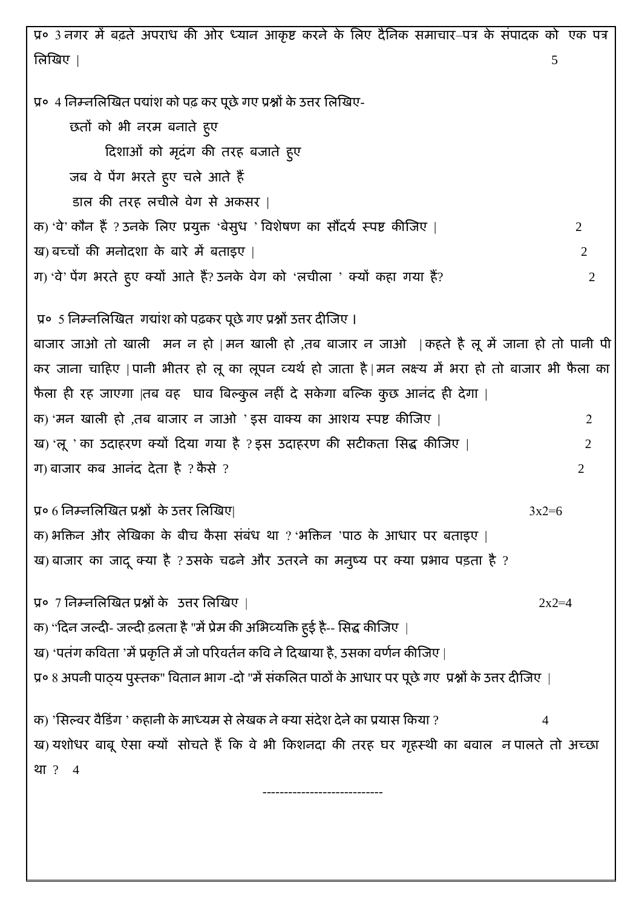प्र० 3 नगर में बढ़ते अपराध की ओर ध्यान आकृष्ट करने के लिए दैनिक समाचार–पत्र के संपादक को एक पत्र लिखिए | 5

प्र० 4 निम्नलिखित पद्यांश को पढ़ कर पूछे गए प्रश्नों के उत्तर लिखिए-

छतों को भी नरम बनाते हुए
दिशाओं को मृदंग की तरह बजाते हुए
जब वे पेंग भरते हुए चले आते हैं
डाल की तरह लचीले वेग से अकसर |

क) 'वे' कौन हैं ? उनके लिए प्रयुक्त 'बेसुध ' विशेषण का सौंदर्य स्पष्ट कीजिए | 2

ख) बच्चों की मनोदशा के बारे में बताइए | 2

ग) 'वे' पेंग भरते हुए क्यों आते हैं? उनके वेग को 'लचीला ' क्यों कहा गया हैं? 2

प्र० 5 निम्नलिखित गद्यांश को पढ़कर पूछे गए प्रश्नों उत्तर दीजिए ।

बाजार जाओ तो खाली मन न हो | मन खाली हो ,तब बाजार न जाओ | कहते है लू में जाना हो तो पानी पी कर जाना चाहिए | पानी भीतर हो लू का लूपन व्यर्थ हो जाता है | मन लक्ष्य में भरा हो तो बाजार भी फैला का फैला ही रह जाएगा |तब वह घाव बिल्कुल नहीं दे सकेगा बल्कि कुछ आनंद ही देगा |

क) 'मन खाली हो ,तब बाजार न जाओ ' इस वाक्य का आशय स्पष्ट कीजिए | 2

ख) 'लू ' का उदाहरण क्यों दिया गया है ? इस उदाहरण की सटीकता सिद्ध कीजिए | 2

ग) बाजार कब आनंद देता है ? कैसे ? 2

प्र० 6 निम्नलिखित प्रश्नों के उत्तर लिखिए| 3x2=6

क) भक्तिन और लेखिका के बीच कैसा संबंध था ? 'भक्तिन 'पाठ के आधार पर बताइए |

ख) बाजार का जादू क्या है ? उसके चढने और उतरने का मनुष्य पर क्या प्रभाव पड़ता है ?

प्र० 7 निम्नलिखित प्रश्नों के उत्तर लिखिए | 2x2=4

क) "दिन जल्दी- जल्दी ढ़लता है "में प्रेम की अभिव्यक्ति हुई है-- सिद्ध कीजिए |

ख) 'पतंग कविता 'में प्रकृति में जो परिवर्तन कवि ने दिखाया है, उसका वर्णन कीजिए |

प्र० 8 अपनी पाठ्य पुस्तक" वितान भाग -दो "में संकलित पाठों के आधार पर पूछे गए प्रश्नों के उत्तर दीजिए |

क) 'सिल्वर वैडिंग ' कहानी के माध्यम से लेखक ने क्या संदेश देने का प्रयास किया ? 4

ख) यशोधर बाबू ऐसा क्यों सोचते हैं कि वे भी किशनदा की तरह घर गृहस्थी का बवाल न पालते तो अच्छा था ? 4

---------------------------